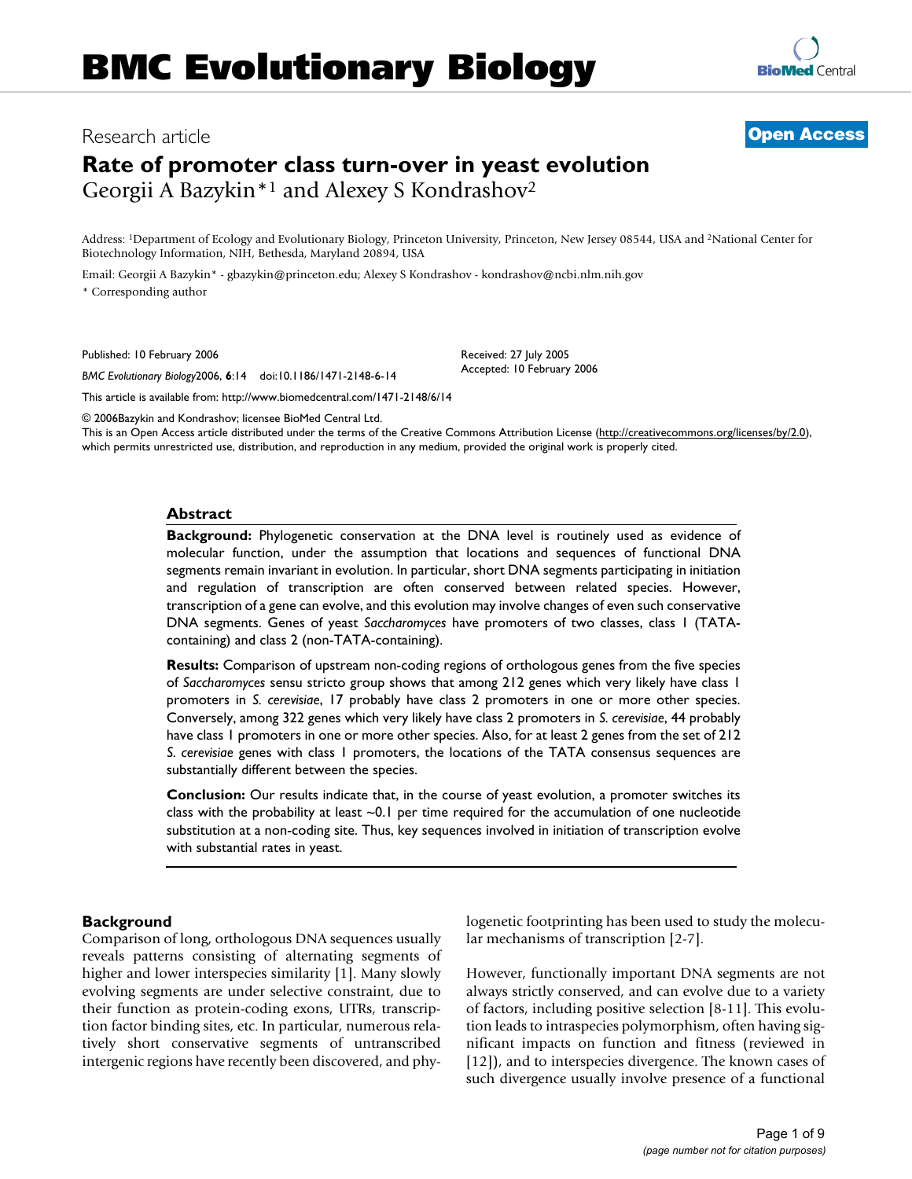# BMC Evolutionary Biology

Research article

**Open Access**

## Rate of promoter class turn-over in yeast evolution

Georgii A Bazykin*[1] and Alexey S Kondrashov[2]

Address: [1]Department of Ecology and Evolutionary Biology, Princeton University, Princeton, New Jersey 08544, USA and [2]National Center for Biotechnology Information, NIH, Bethesda, Maryland 20894, USA

Email: Georgii A Bazykin* - gbazykin@princeton.edu; Alexey S Kondrashov - kondrashov@ncbi.nlm.nih.gov

\* Corresponding author

Published: 10 February 2006

*BMC Evolutionary Biology* 2006, **6**:14 doi:10.1186/1471-2148-6-14

Received: 27 July 2005
Accepted: 10 February 2006

This article is available from: http://www.biomedcentral.com/1471-2148/6/14

© 2006 Bazykin and Kondrashov; licensee BioMed Central Ltd.
This is an Open Access article distributed under the terms of the Creative Commons Attribution License (http://creativecommons.org/licenses/by/2.0), which permits unrestricted use, distribution, and reproduction in any medium, provided the original work is properly cited.

### Abstract

**Background:** Phylogenetic conservation at the DNA level is routinely used as evidence of molecular function, under the assumption that locations and sequences of functional DNA segments remain invariant in evolution. In particular, short DNA segments participating in initiation and regulation of transcription are often conserved between related species. However, transcription of a gene can evolve, and this evolution may involve changes of even such conservative DNA segments. Genes of yeast *Saccharomyces* have promoters of two classes, class 1 (TATA-containing) and class 2 (non-TATA-containing).

**Results:** Comparison of upstream non-coding regions of orthologous genes from the five species of *Saccharomyces* sensu stricto group shows that among 212 genes which very likely have class 1 promoters in *S. cerevisiae*, 17 probably have class 2 promoters in one or more other species. Conversely, among 322 genes which very likely have class 2 promoters in *S. cerevisiae*, 44 probably have class 1 promoters in one or more other species. Also, for at least 2 genes from the set of 212 *S. cerevisiae* genes with class 1 promoters, the locations of the TATA consensus sequences are substantially different between the species.

**Conclusion:** Our results indicate that, in the course of yeast evolution, a promoter switches its class with the probability at least ~0.1 per time required for the accumulation of one nucleotide substitution at a non-coding site. Thus, key sequences involved in initiation of transcription evolve with substantial rates in yeast.

## Background

Comparison of long, orthologous DNA sequences usually reveals patterns consisting of alternating segments of higher and lower interspecies similarity [1]. Many slowly evolving segments are under selective constraint, due to their function as protein-coding exons, UTRs, transcription factor binding sites, etc. In particular, numerous relatively short conservative segments of untranscribed intergenic regions have recently been discovered, and phylogenetic footprinting has been used to study the molecular mechanisms of transcription [2-7].

However, functionally important DNA segments are not always strictly conserved, and can evolve due to a variety of factors, including positive selection [8-11]. This evolution leads to intraspecies polymorphism, often having significant impacts on function and fitness (reviewed in [12]), and to interspecies divergence. The known cases of such divergence usually involve presence of a functional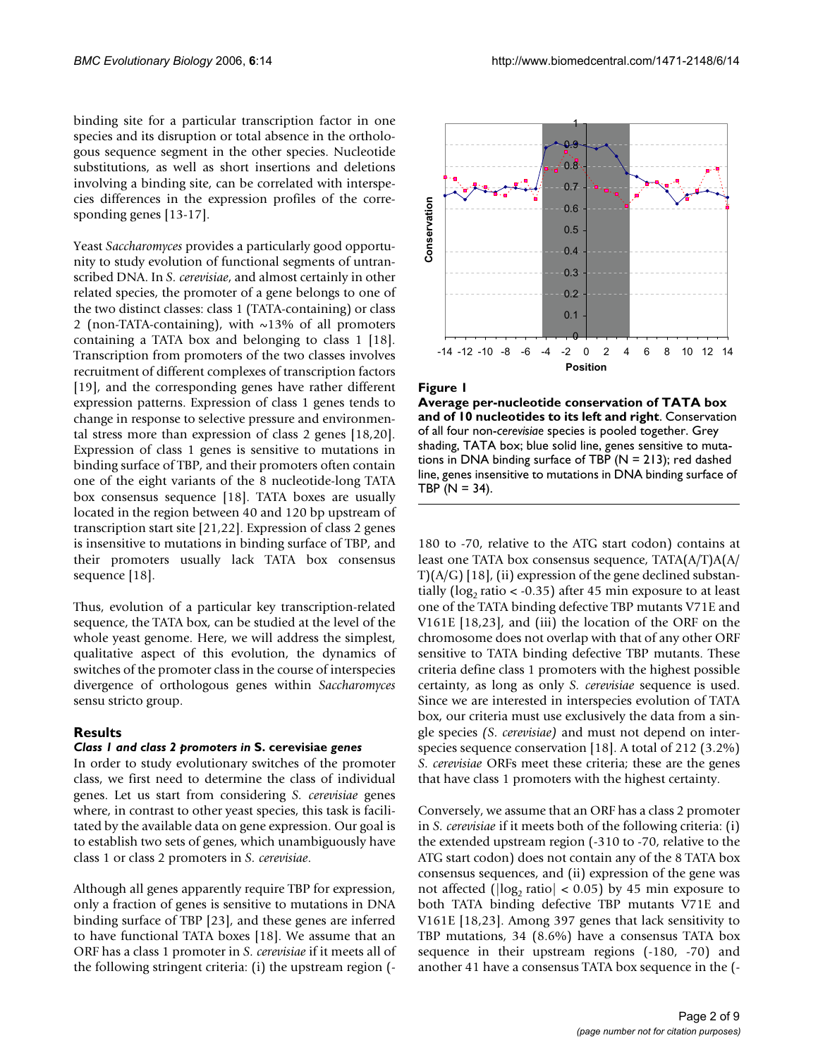binding site for a particular transcription factor in one species and its disruption or total absence in the orthologous sequence segment in the other species. Nucleotide substitutions, as well as short insertions and deletions involving a binding site, can be correlated with interspecies differences in the expression profiles of the corresponding genes [13-17].

Yeast *Saccharomyces* provides a particularly good opportunity to study evolution of functional segments of untranscribed DNA. In *S. cerevisiae*, and almost certainly in other related species, the promoter of a gene belongs to one of the two distinct classes: class 1 (TATA-containing) or class 2 (non-TATA-containing), with ~13% of all promoters containing a TATA box and belonging to class 1 [18]. Transcription from promoters of the two classes involves recruitment of different complexes of transcription factors [19], and the corresponding genes have rather different expression patterns. Expression of class 1 genes tends to change in response to selective pressure and environmental stress more than expression of class 2 genes [18,20]. Expression of class 1 genes is sensitive to mutations in binding surface of TBP, and their promoters often contain one of the eight variants of the 8 nucleotide-long TATA box consensus sequence [18]. TATA boxes are usually located in the region between 40 and 120 bp upstream of transcription start site [21,22]. Expression of class 2 genes is insensitive to mutations in binding surface of TBP, and their promoters usually lack TATA box consensus sequence [18].

Thus, evolution of a particular key transcription-related sequence, the TATA box, can be studied at the level of the whole yeast genome. Here, we will address the simplest, qualitative aspect of this evolution, the dynamics of switches of the promoter class in the course of interspecies divergence of orthologous genes within *Saccharomyces* sensu stricto group.

## Results

### Class 1 and class 2 promoters in S. cerevisiae genes

In order to study evolutionary switches of the promoter class, we first need to determine the class of individual genes. Let us start from considering *S. cerevisiae* genes where, in contrast to other yeast species, this task is facilitated by the available data on gene expression. Our goal is to establish two sets of genes, which unambiguously have class 1 or class 2 promoters in *S. cerevisiae*.

Although all genes apparently require TBP for expression, only a fraction of genes is sensitive to mutations in DNA binding surface of TBP [23], and these genes are inferred to have functional TATA boxes [18]. We assume that an ORF has a class 1 promoter in *S. cerevisiae* if it meets all of the following stringent criteria: (i) the upstream region (-180 to -70, relative to the ATG start codon) contains at least one TATA box consensus sequence, TATA(A/T)A(A/T)(A/G) [18], (ii) expression of the gene declined substantially ($\log_2$ ratio < -0.35) after 45 min exposure to at least one of the TATA binding defective TBP mutants V71E and V161E [18,23], and (iii) the location of the ORF on the chromosome does not overlap with that of any other ORF sensitive to TATA binding defective TBP mutants. These criteria define class 1 promoters with the highest possible certainty, as long as only *S. cerevisiae* sequence is used. Since we are interested in interspecies evolution of TATA box, our criteria must use exclusively the data from a single species *(S. cerevisiae)* and must not depend on interspecies sequence conservation [18]. A total of 212 (3.2%) *S. cerevisiae* ORFs meet these criteria; these are the genes that have class 1 promoters with the highest certainty.

**Figure 1**
**Average per-nucleotide conservation of TATA box and of 10 nucleotides to its left and right**. Conservation of all four non-*cerevisiae* species is pooled together. Grey shading, TATA box; blue solid line, genes sensitive to mutations in DNA binding surface of TBP (N = 213); red dashed line, genes insensitive to mutations in DNA binding surface of TBP (N = 34).

Conversely, we assume that an ORF has a class 2 promoter in *S. cerevisiae* if it meets both of the following criteria: (i) the extended upstream region (-310 to -70, relative to the ATG start codon) does not contain any of the 8 TATA box consensus sequences, and (ii) expression of the gene was not affected ($|\log_2 \text{ratio}| < 0.05$) by 45 min exposure to both TATA binding defective TBP mutants V71E and V161E [18,23]. Among 397 genes that lack sensitivity to TBP mutations, 34 (8.6%) have a consensus TATA box sequence in their upstream regions (-180, -70) and another 41 have a consensus TATA box sequence in the (-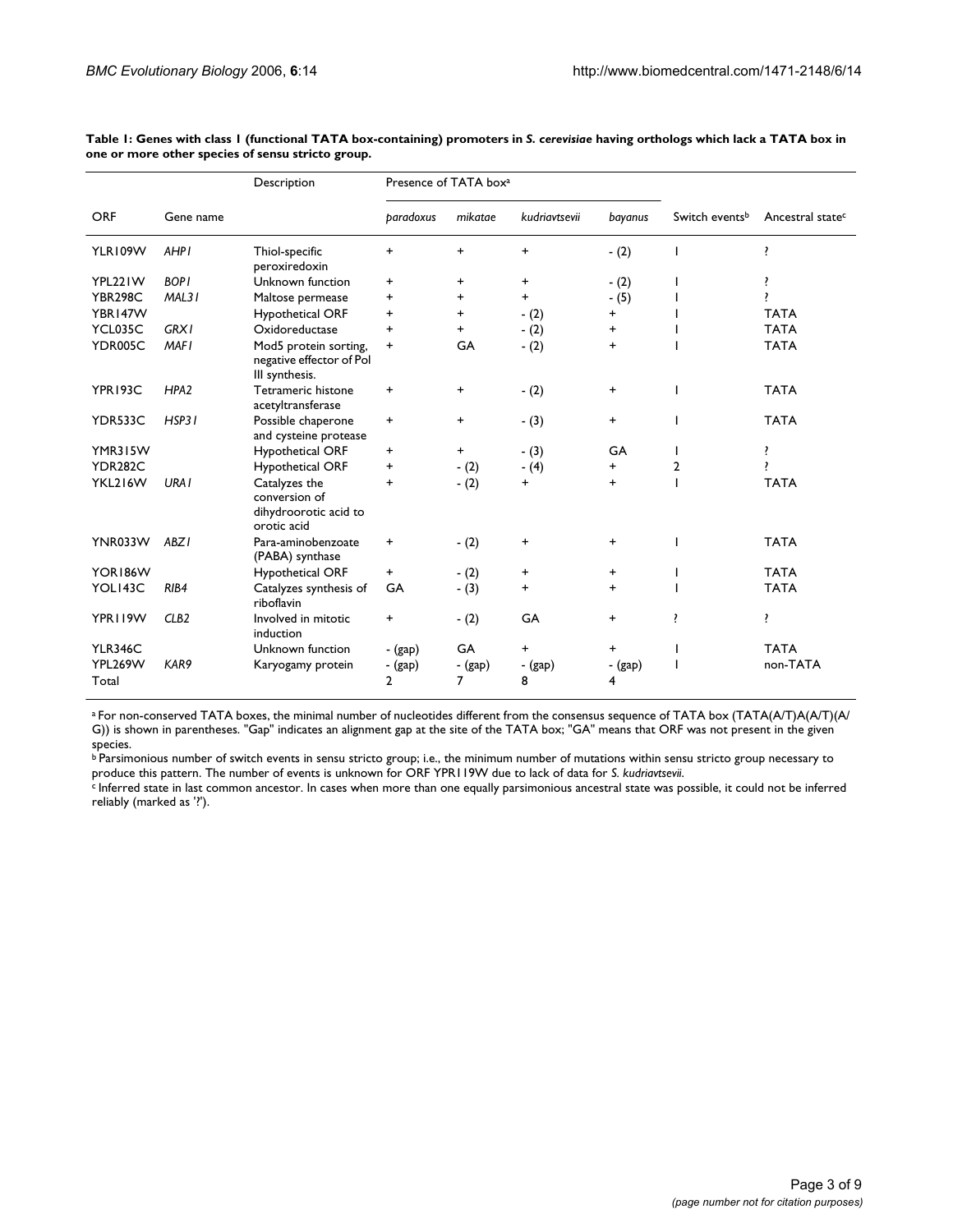**Table 1: Genes with class 1 (functional TATA box-containing) promoters in *S. cerevisiae* having orthologs which lack a TATA box in one or more other species of sensu stricto group.**

| ORF | Gene name | Description | Presence of TATA box[a] | | | | Switch events[b] | Ancestral state[c] |
|---|---|---|---|---|---|---|---|---|
| | | | *paradoxus* | *mikatae* | *kudriavtsevii* | *bayanus* | | |
| YLR109W | *AHP1* | Thiol-specific peroxiredoxin | + | + | + | - (2) | 1 | ? |
| YPL221W | *BOP1* | Unknown function | + | + | + | - (2) | 1 | ? |
| YBR298C | *MAL31* | Maltose permease | + | + | + | - (5) | 1 | ? |
| YBR147W | | Hypothetical ORF | + | + | - (2) | + | 1 | TATA |
| YCL035C | *GRX1* | Oxidoreductase | + | + | - (2) | + | 1 | TATA |
| YDR005C | *MAF1* | Mod5 protein sorting, negative effector of Pol III synthesis. | + | GA | - (2) | + | 1 | TATA |
| YPR193C | *HPA2* | Tetrameric histone acetyltransferase | + | + | - (2) | + | 1 | TATA |
| YDR533C | *HSP31* | Possible chaperone and cysteine protease | + | + | - (3) | + | 1 | TATA |
| YMR315W | | Hypothetical ORF | + | + | - (3) | GA | 1 | ? |
| YDR282C | | Hypothetical ORF | + | - (2) | - (4) | + | 2 | ? |
| YKL216W | *URA1* | Catalyzes the conversion of dihydroorotic acid to orotic acid | + | - (2) | + | + | 1 | TATA |
| YNR033W | *ABZ1* | Para-aminobenzoate (PABA) synthase | + | - (2) | + | + | 1 | TATA |
| YOR186W | | Hypothetical ORF | + | - (2) | + | + | 1 | TATA |
| YOL143C | *RIB4* | Catalyzes synthesis of riboflavin | GA | - (3) | + | + | 1 | TATA |
| YPR119W | *CLB2* | Involved in mitotic induction | + | - (2) | GA | + | ? | ? |
| YLR346C | | Unknown function | - (gap) | GA | + | + | 1 | TATA |
| YPL269W | *KAR9* | Karyogamy protein | - (gap) | - (gap) | - (gap) | - (gap) | 1 | non-TATA |
| Total | | | 2 | 7 | 8 | 4 | | |

[a] For non-conserved TATA boxes, the minimal number of nucleotides different from the consensus sequence of TATA box (TATA(A/T)A(A/T)(A/G)) is shown in parentheses. "Gap" indicates an alignment gap at the site of the TATA box; "GA" means that ORF was not present in the given species.
[b] Parsimonious number of switch events in sensu stricto group; i.e., the minimum number of mutations within sensu stricto group necessary to produce this pattern. The number of events is unknown for ORF YPR119W due to lack of data for *S. kudriavtsevii*.
[c] Inferred state in last common ancestor. In cases when more than one equally parsimonious ancestral state was possible, it could not be inferred reliably (marked as '?').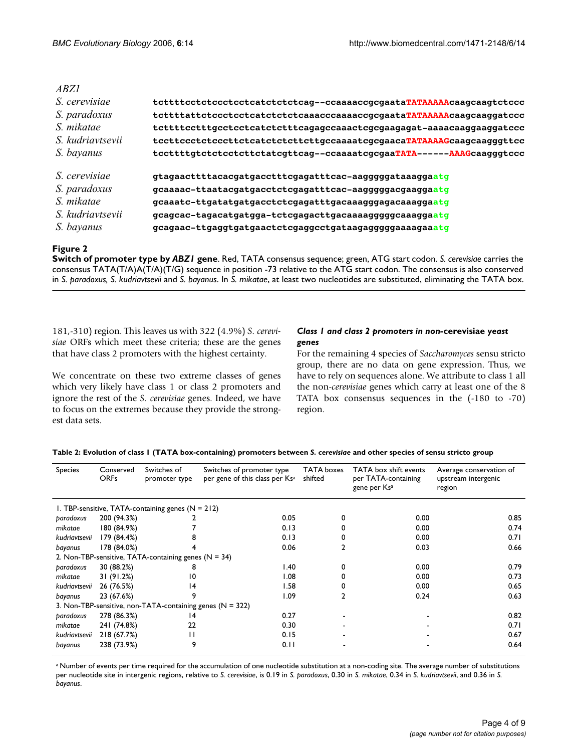*ABZ1*

```
S. cerevisiae     tcttttcctctccctcctcatctctctcag--ccaaaaccgcgaataTATAAAAAcaagcaagtctccc
S. paradoxus      tcttttattctccctcctcatctctctcaaacccaaaaccgcgaataTATAAAAAcaagcaaggatccc
S. mikatae        tcttttcctttgcctcctcatctctttcagagccaaactcgcgaagagat-aaaacaaggaaggatccc
S. kudriavtsevii  tccttccctctcccttctcatctctcttcttgccaaaatcgcgaacaTATAAAAGcaagcaagggttcc
S. bayanus        tccttttgtctctcctcttctatcgttcag--ccaaaatcgcgaaTATA------AAAGcaagggtccc

S. cerevisiae     gtagaacttttacacgatgacctttcgagatttcac-aagggggataaaggaatg
S. paradoxus      gcaaaac-ttaatacgatgacctctcgagatttcac-aagggggacgaaggaatg
S. mikatae        gcaaatc-ttgatatgatgacctctcgagatttgacaaagggagacaaaggaatg
S. kudriavtsevii  gcagcac-tagacatgatgga-tctcgagacttgacaaaagggggcaaaggaatg
S. bayanus        gcagaac-ttgaggtgatgaactctcgaggcctgataagaggggaaaagaaatg
```

**Figure 2**
**Switch of promoter type by *ABZ1* gene**. Red, TATA consensus sequence; green, ATG start codon. *S. cerevisiae* carries the consensus TATA(T/A)A(T/A)(T/G) sequence in position -73 relative to the ATG start codon. The consensus is also conserved in *S. paradoxus, S. kudriavtsevii* and *S. bayanus*. In *S. mikatae*, at least two nucleotides are substituted, eliminating the TATA box.

181,-310) region. This leaves us with 322 (4.9%) *S. cerevisiae* ORFs which meet these criteria; these are the genes that have class 2 promoters with the highest certainty.

We concentrate on these two extreme classes of genes which very likely have class 1 or class 2 promoters and ignore the rest of the *S. cerevisiae* genes. Indeed, we have to focus on the extremes because they provide the strongest data sets.

### *Class 1 and class 2 promoters in non-cerevisiae yeast genes*

For the remaining 4 species of *Saccharomyces* sensu stricto group, there are no data on gene expression. Thus, we have to rely on sequences alone. We attribute to class 1 all the non-*cerevisiae* genes which carry at least one of the 8 TATA box consensus sequences in the (-180 to -70) region.

**Table 2: Evolution of class 1 (TATA box-containing) promoters between *S. cerevisiae* and other species of sensu stricto group**

| Species | Conserved ORFs | Switches of promoter type | Switches of promoter type per gene of this class per Ks[a] | TATA boxes shifted | TATA box shift events per TATA-containing gene per Ks[a] | Average conservation of upstream intergenic region |
|---|---|---|---|---|---|---|
| 1. TBP-sensitive, TATA-containing genes (N = 212) | | | | | | |
| *paradoxus* | 200 (94.3%) | 2 | 0.05 | 0 | 0.00 | 0.85 |
| *mikatae* | 180 (84.9%) | 7 | 0.13 | 0 | 0.00 | 0.74 |
| *kudriavtsevii* | 179 (84.4%) | 8 | 0.13 | 0 | 0.00 | 0.71 |
| *bayanus* | 178 (84.0%) | 4 | 0.06 | 2 | 0.03 | 0.66 |
| 2. Non-TBP-sensitive, TATA-containing genes (N = 34) | | | | | | |
| *paradoxus* | 30 (88.2%) | 8 | 1.40 | 0 | 0.00 | 0.79 |
| *mikatae* | 31 (91.2%) | 10 | 1.08 | 0 | 0.00 | 0.73 |
| *kudriavtsevii* | 26 (76.5%) | 14 | 1.58 | 0 | 0.00 | 0.65 |
| *bayanus* | 23 (67.6%) | 9 | 1.09 | 2 | 0.24 | 0.63 |
| 3. Non-TBP-sensitive, non-TATA-containing genes (N = 322) | | | | | | |
| *paradoxus* | 278 (86.3%) | 14 | 0.27 | - | - | 0.82 |
| *mikatae* | 241 (74.8%) | 22 | 0.30 | - | - | 0.71 |
| *kudriavtsevii* | 218 (67.7%) | 11 | 0.15 | - | - | 0.67 |
| *bayanus* | 238 (73.9%) | 9 | 0.11 | - | - | 0.64 |

[a] Number of events per time required for the accumulation of one nucleotide substitution at a non-coding site. The average number of substitutions per nucleotide site in intergenic regions, relative to *S. cerevisiae*, is 0.19 in *S. paradoxus*, 0.30 in *S. mikatae*, 0.34 in *S. kudriavtsevii*, and 0.36 in *S. bayanus*.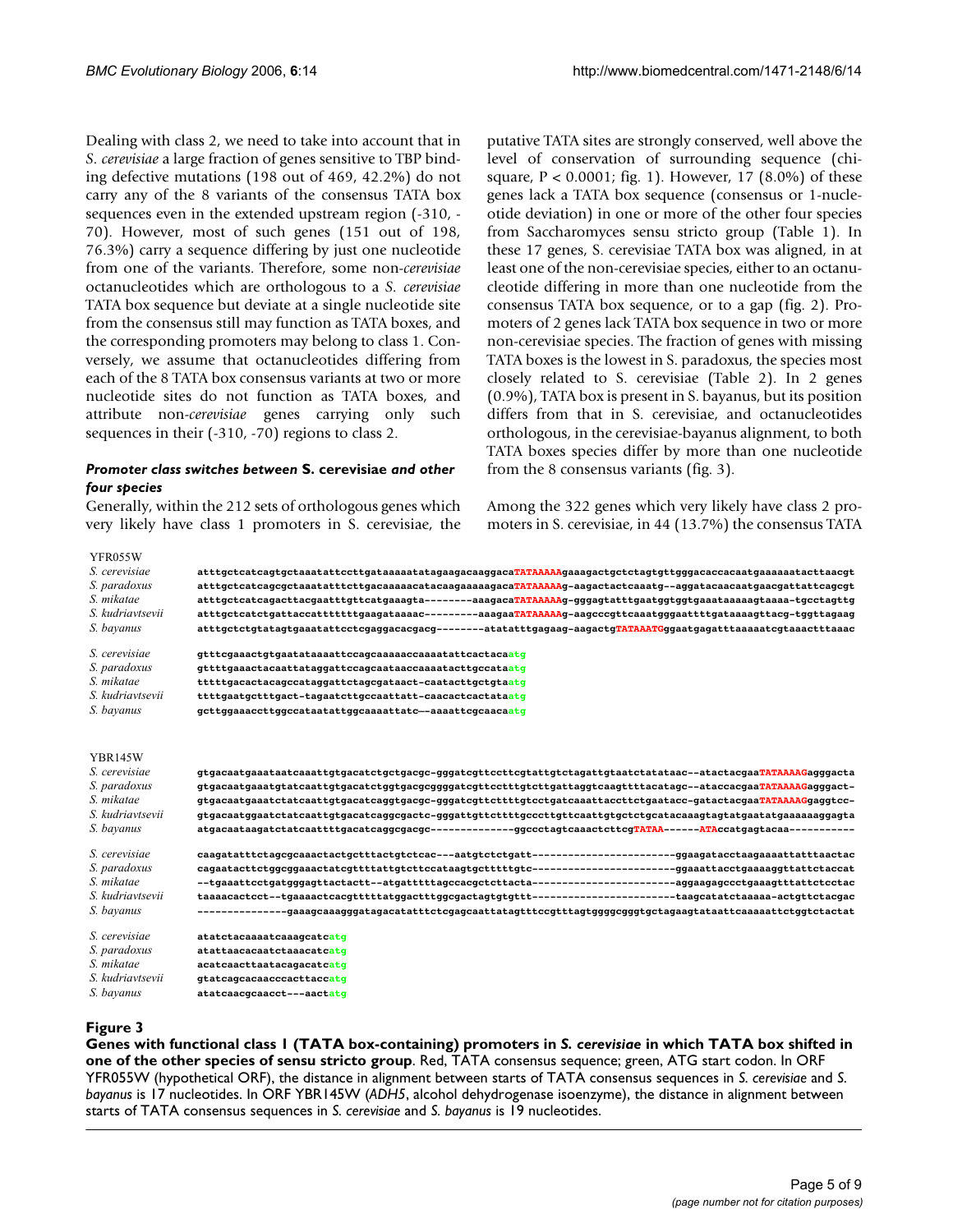Dealing with class 2, we need to take into account that in *S. cerevisiae* a large fraction of genes sensitive to TBP binding defective mutations (198 out of 469, 42.2%) do not carry any of the 8 variants of the consensus TATA box sequences even in the extended upstream region (-310, -70). However, most of such genes (151 out of 198, 76.3%) carry a sequence differing by just one nucleotide from one of the variants. Therefore, some non-*cerevisiae* octanucleotides which are orthologous to a *S. cerevisiae* TATA box sequence but deviate at a single nucleotide site from the consensus still may function as TATA boxes, and the corresponding promoters may belong to class 1. Conversely, we assume that octanucleotides differing from each of the 8 TATA box consensus variants at two or more nucleotide sites do not function as TATA boxes, and attribute non-*cerevisiae* genes carrying only such sequences in their (-310, -70) regions to class 2.

### *Promoter class switches between* S. cerevisiae *and other four species*

Generally, within the 212 sets of orthologous genes which very likely have class 1 promoters in S. cerevisiae, the putative TATA sites are strongly conserved, well above the level of conservation of surrounding sequence (chi-square, $P < 0.0001$; fig. 1). However, 17 (8.0%) of these genes lack a TATA box sequence (consensus or 1-nucleotide deviation) in one or more of the other four species from Saccharomyces sensu stricto group (Table 1). In these 17 genes, S. cerevisiae TATA box was aligned, in at least one of the non-cerevisiae species, either to an octanucleotide differing in more than one nucleotide from the consensus TATA box sequence, or to a gap (fig. 2). Promoters of 2 genes lack TATA box sequence in two or more non-cerevisiae species. The fraction of genes with missing TATA boxes is the lowest in S. paradoxus, the species most closely related to S. cerevisiae (Table 2). In 2 genes (0.9%), TATA box is present in S. bayanus, but its position differs from that in S. cerevisiae, and octanucleotides orthologous, in the cerevisiae-bayanus alignment, to both TATA boxes species differ by more than one nucleotide from the 8 consensus variants (fig. 3).

Among the 322 genes which very likely have class 2 promoters in S. cerevisiae, in 44 (13.7%) the consensus TATA

```
YFR055W
S. cerevisiae     atttgctcatcagtgctaaatattccttgataaaaatatagaagacaaggacaTATAAAAAgaaagactgctctagtgttgggacaccacaatgaaaaaatacttaacgt
S. paradoxus      atttgctcatcagcgctaaatatttcttgacaaaacatacaagaaaaagacaTATAAAAg-aagactactcaaatg--aggatacaacaatgaacgattattcagcgt
S. mikatae        atttgctcatcagacttacgaatttgttcatgaaagta--------aaagacaTATAAAAg-gggagtatttgaatggtggtgaaataaaaagtaaaa-tgcctagttg
S. kudriavtsevii  atttgctcatctgattaccatttttttgaagataaaac---------aaagaaTATAAAAg-aagcccgttcaaatgggaattttgataaaagttacg-tggttagaag
S. bayanus        atttgctctgtatagtgaaatattcctcgaggacacgacg--------atatatttgagaag-aagactgTATAAATGggaatgagatttaaaaatcgtaaactttaaac

S. cerevisiae     gtttcgaaactgtgaatataaaattccagcaaaaaccaaaatatttcactacaatg
S. paradoxus      gttttgaaactacaattataggattccagcaataaccaaaatacttgccataatg
S. mikatae        tttttgacactacagccataggattctagcgataact-caatacttgctgtaatg
S. kudriavtsevii  ttttgaatgctttgact-tagaatcttgccaattatt-caacactcactataatg
S. bayanus        gcttggaaaccttggccataatattggcaaaattatc--aaaattcgcaacaatg

YBR145W
S. cerevisiae     gtgacaatgaaataatcaaattgtgacatctgctgacgc-gggatcgttccttcgtattgtctagattgtaatctatataac--atactacgaaTATAAAAGagggacta
S. paradoxus      gtgacaatgaaatgtatcaattgtgacatctggtgacgcggggatcgttcctttgtcttgattaggtcaagttttacatagc--ataccacgaaTATAAAAGagggact-
S. mikatae        gtgacaatgaaatctatcaattgtgacatcaggtgacgc-gggatcgttctcttttgtcctgatcaaattaccttctgaatacc-gatactacgaaTATAAAAGgaggtcc-
S. kudriavtsevii  gtgacaatggaatctatcaattgtgacatcaggcgactc-gggattgttcttttgcccttgttcaattgtgctctgcatacaaagtagtatgaatatgaaaaaaggagta
S. bayanus        atgacaataagatctatcaatttgacatcaggcgacgc-------------ggccctagtcaaactcttcgTATAA------ATAccatgagtacaa----------

S. cerevisiae     caagatatttctagcgcaaactactgctttactgtctcac---aatgtctctgatt-----------------------ggaagatacctaagaaaattatttaactac
S. paradoxus      cagaatacttctggcggaaactatcgttttattgtcttccataagtgcttttgtc-----------------------ggaaattacctgaaaaggttattctaccat
S. mikatae        --tgaaattcctgatgggagttactactt--atgatttttagccacgctcttacta-----------------------aggaagagccctgaaagtttattctcctac
S. kudriavtsevii  taaaacactcct--tgaaaactcacgtttttatggactttggcgactagtgtgttt-----------------------taagcatatctaaaaa-actgttctacgac
S. bayanus        --------------gaaagcaaagggatagacatatttctcgagcaattatagtttcgtttagtggggcgggtgctagaagtataattcaaaaattctggtctactat

S. cerevisiae     atatctacaaaatcaagcatcatg
S. paradoxus      atattaacacaatctaaacatcatg
S. mikatae        acatcaacttaatacagacatcatg
S. kudriavtsevii  gtatcagcacaacccacttaccatg
S. bayanus        atatcaacgcaacct---aactatg
```

**Figure 3**

**Genes with functional class I (TATA box-containing) promoters in *S. cerevisiae* in which TATA box shifted in one of the other species of sensu stricto group**. Red, TATA consensus sequence; green, ATG start codon. In ORF YFR055W (hypothetical ORF), the distance in alignment between starts of TATA consensus sequences in *S. cerevisiae* and *S. bayanus* is 17 nucleotides. In ORF YBR145W (*ADH5*, alcohol dehydrogenase isoenzyme), the distance in alignment between starts of TATA consensus sequences in *S. cerevisiae* and *S. bayanus* is 19 nucleotides.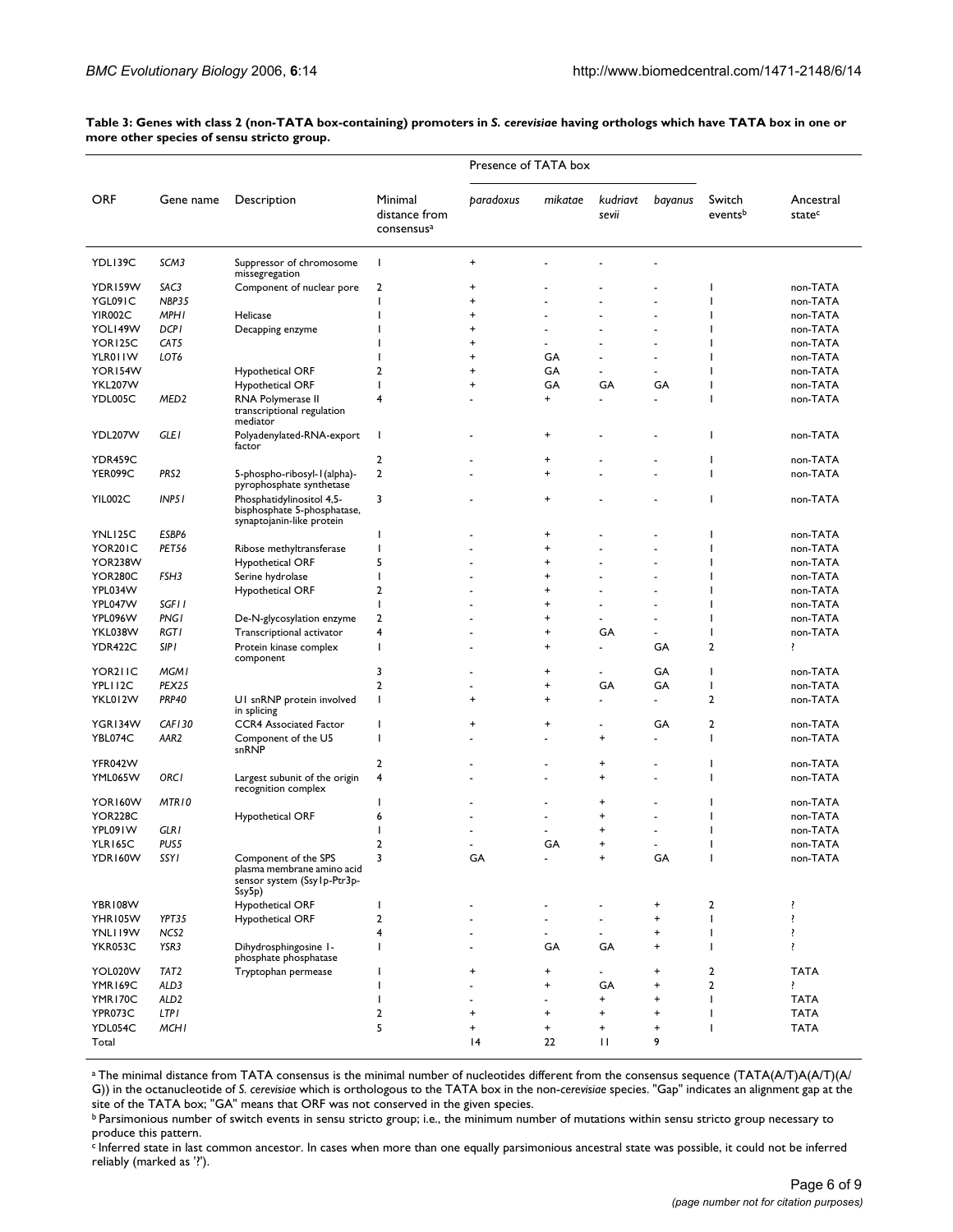**Table 3: Genes with class 2 (non-TATA box-containing) promoters in *S. cerevisiae* having orthologs which have TATA box in one or more other species of sensu stricto group.**

| ORF | Gene name | Description | Minimal distance from consensus[a] | Presence of TATA box | | | | Switch events[b] | Ancestral state[c] |
|---|---|---|---|---|---|---|---|---|---|
| | | | | *paradoxus* | *mikatae* | *kudriavtsevii* | *bayanus* | | |
| YDL139C | *SCM3* | Suppressor of chromosome missegregation | 1 | + | - | - | - | | |
| YDR159W | *SAC3* | Component of nuclear pore | 2 | + | - | - | - | 1 | non-TATA |
| YGL091C | *NBP35* | | 1 | + | - | - | - | 1 | non-TATA |
| YIR002C | *MPH1* | Helicase | 1 | + | - | - | - | 1 | non-TATA |
| YOL149W | *DCP1* | Decapping enzyme | 1 | + | - | - | - | 1 | non-TATA |
| YOR125C | *CAT5* | | 1 | + | - | - | - | 1 | non-TATA |
| YLR011W | *LOT6* | | 1 | + | GA | - | - | 1 | non-TATA |
| YOR154W | | Hypothetical ORF | 2 | + | GA | - | - | 1 | non-TATA |
| YKL207W | | Hypothetical ORF | 1 | + | GA | GA | GA | 1 | non-TATA |
| YDL005C | *MED2* | RNA Polymerase II transcriptional regulation mediator | 4 | - | + | - | - | 1 | non-TATA |
| YDL207W | *GLE1* | Polyadenylated-RNA-export factor | 1 | - | + | - | - | 1 | non-TATA |
| YDR459C | | | 2 | - | + | - | - | 1 | non-TATA |
| YER099C | *PRS2* | 5-phospho-ribosyl-1(alpha)-pyrophosphate synthetase | 2 | - | + | - | - | 1 | non-TATA |
| YIL002C | *INP51* | Phosphatidylinositol 4,5-bisphosphate 5-phosphatase, synaptojanin-like protein | 3 | - | + | - | - | 1 | non-TATA |
| YNL125C | *ESBP6* | | 1 | - | + | - | - | 1 | non-TATA |
| YOR201C | *PET56* | Ribose methyltransferase | 1 | - | + | - | - | 1 | non-TATA |
| YOR238W | | Hypothetical ORF | 5 | - | + | - | - | 1 | non-TATA |
| YOR280C | *FSH3* | Serine hydrolase | 1 | - | + | - | - | 1 | non-TATA |
| YPL034W | | Hypothetical ORF | 2 | - | + | - | - | 1 | non-TATA |
| YPL047W | *SGF11* | | 1 | - | + | - | - | 1 | non-TATA |
| YPL096W | *PNG1* | De-N-glycosylation enzyme | 2 | - | + | - | - | 1 | non-TATA |
| YKL038W | *RGT1* | Transcriptional activator | 4 | - | + | GA | - | 1 | non-TATA |
| YDR422C | *SIP1* | Protein kinase complex component | 1 | - | + | - | GA | 2 | ? |
| YOR211C | *MGM1* | | 3 | - | + | - | GA | 1 | non-TATA |
| YPL112C | *PEX25* | | 2 | - | + | GA | GA | 1 | non-TATA |
| YKL012W | *PRP40* | U1 snRNP protein involved in splicing | 1 | + | + | - | - | 2 | non-TATA |
| YGR134W | *CAF130* | CCR4 Associated Factor | 1 | + | + | - | GA | 2 | non-TATA |
| YBL074C | *AAR2* | Component of the U5 snRNP | 1 | - | - | + | - | 1 | non-TATA |
| YFR042W | | | 2 | - | - | + | - | 1 | non-TATA |
| YML065W | *ORC1* | Largest subunit of the origin recognition complex | 4 | - | - | + | - | 1 | non-TATA |
| YOR160W | *MTR10* | | 1 | - | - | + | - | 1 | non-TATA |
| YOR228C | | Hypothetical ORF | 6 | - | - | + | - | 1 | non-TATA |
| YPL091W | *GLR1* | | 1 | - | - | + | - | 1 | non-TATA |
| YLR165C | *PUS5* | | 2 | - | GA | + | - | 1 | non-TATA |
| YDR160W | *SSY1* | Component of the SPS plasma membrane amino acid sensor system (Ssy1p-Ptr3p-Ssy5p) | 3 | GA | - | + | GA | 1 | non-TATA |
| YBR108W | | Hypothetical ORF | 1 | - | - | - | + | 2 | ? |
| YHR105W | *YPT35* | Hypothetical ORF | 2 | - | - | - | + | 1 | ? |
| YNL119W | *NCS2* | | 4 | - | - | - | + | 1 | ? |
| YKR053C | *YSR3* | Dihydrosphingosine 1-phosphate phosphatase | 1 | - | GA | GA | + | 1 | ? |
| YOL020W | *TAT2* | Tryptophan permease | 1 | + | + | - | + | 2 | TATA |
| YMR169C | *ALD3* | | 1 | - | + | GA | + | 2 | ? |
| YMR170C | *ALD2* | | 1 | - | - | + | + | 1 | TATA |
| YPR073C | *LTP1* | | 2 | + | + | + | + | 1 | TATA |
| YDL054C | *MCH1* | | 5 | + | + | + | + | 1 | TATA |
| Total | | | | 14 | 22 | 11 | 9 | | |

[a] The minimal distance from TATA consensus is the minimal number of nucleotides different from the consensus sequence (TATA(A/T)A(A/T)(A/G)) in the octanucleotide of *S. cerevisiae* which is orthologous to the TATA box in the non-*cerevisiae* species. "Gap" indicates an alignment gap at the site of the TATA box; "GA" means that ORF was not conserved in the given species.

[b] Parsimonious number of switch events in sensu stricto group; i.e., the minimum number of mutations within sensu stricto group necessary to produce this pattern.

[c] Inferred state in last common ancestor. In cases when more than one equally parsimonious ancestral state was possible, it could not be inferred reliably (marked as '?').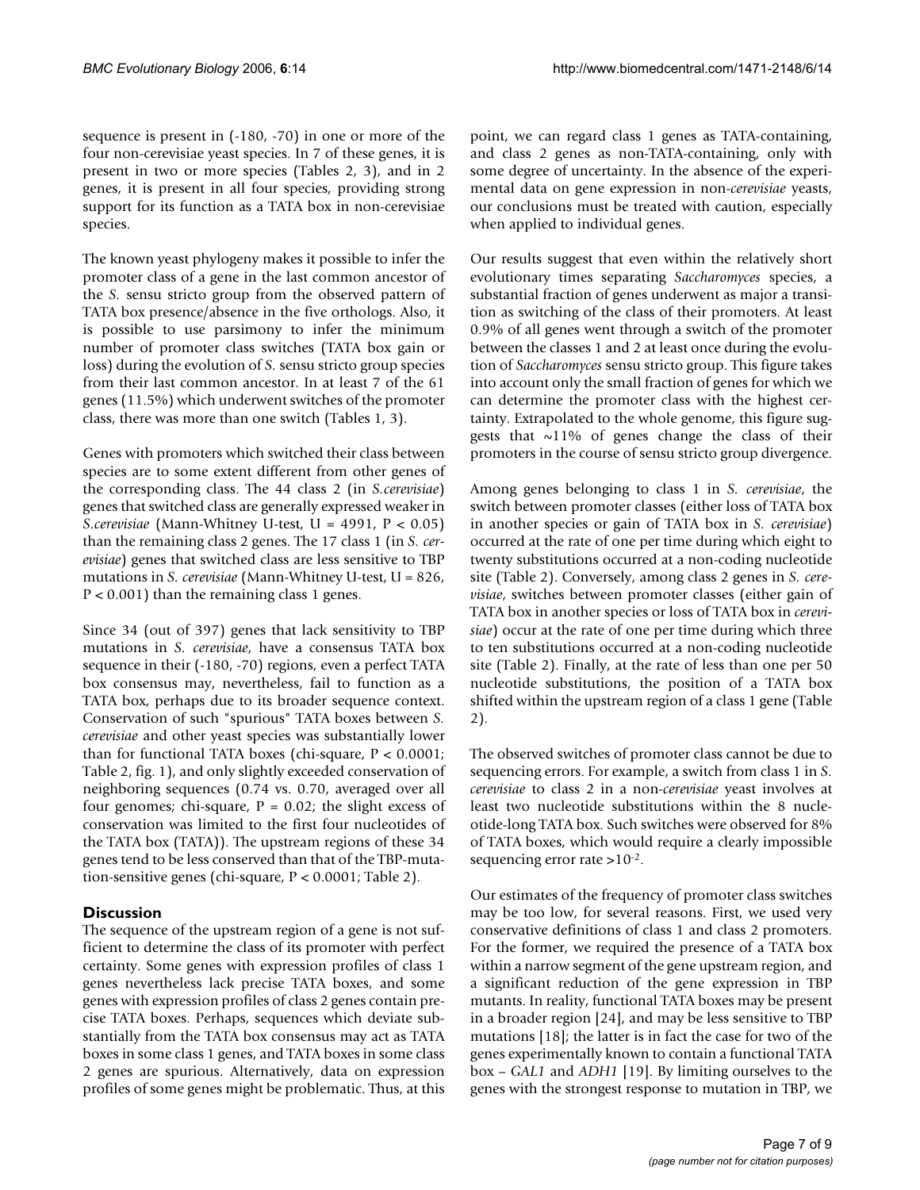sequence is present in (-180, -70) in one or more of the four non-cerevisiae yeast species. In 7 of these genes, it is present in two or more species (Tables 2, 3), and in 2 genes, it is present in all four species, providing strong support for its function as a TATA box in non-cerevisiae species.

The known yeast phylogeny makes it possible to infer the promoter class of a gene in the last common ancestor of the *S.* sensu stricto group from the observed pattern of TATA box presence/absence in the five orthologs. Also, it is possible to use parsimony to infer the minimum number of promoter class switches (TATA box gain or loss) during the evolution of *S.* sensu stricto group species from their last common ancestor. In at least 7 of the 61 genes (11.5%) which underwent switches of the promoter class, there was more than one switch (Tables 1, 3).

Genes with promoters which switched their class between species are to some extent different from other genes of the corresponding class. The 44 class 2 (in *S.cerevisiae*) genes that switched class are generally expressed weaker in *S.cerevisiae* (Mann-Whitney U-test, U = 4991, $P < 0.05$) than the remaining class 2 genes. The 17 class 1 (in *S. cerevisiae*) genes that switched class are less sensitive to TBP mutations in *S. cerevisiae* (Mann-Whitney U-test, U = 826, $P < 0.001$) than the remaining class 1 genes.

Since 34 (out of 397) genes that lack sensitivity to TBP mutations in *S. cerevisiae*, have a consensus TATA box sequence in their (-180, -70) regions, even a perfect TATA box consensus may, nevertheless, fail to function as a TATA box, perhaps due to its broader sequence context. Conservation of such "spurious" TATA boxes between *S. cerevisiae* and other yeast species was substantially lower than for functional TATA boxes (chi-square, $P < 0.0001$; Table 2, fig. 1), and only slightly exceeded conservation of neighboring sequences (0.74 vs. 0.70, averaged over all four genomes; chi-square, $P = 0.02$; the slight excess of conservation was limited to the first four nucleotides of the TATA box (TATA)). The upstream regions of these 34 genes tend to be less conserved than that of the TBP-mutation-sensitive genes (chi-square, $P < 0.0001$; Table 2).

## Discussion

The sequence of the upstream region of a gene is not sufficient to determine the class of its promoter with perfect certainty. Some genes with expression profiles of class 1 genes nevertheless lack precise TATA boxes, and some genes with expression profiles of class 2 genes contain precise TATA boxes. Perhaps, sequences which deviate substantially from the TATA box consensus may act as TATA boxes in some class 1 genes, and TATA boxes in some class 2 genes are spurious. Alternatively, data on expression profiles of some genes might be problematic. Thus, at this point, we can regard class 1 genes as TATA-containing, and class 2 genes as non-TATA-containing, only with some degree of uncertainty. In the absence of the experimental data on gene expression in non-*cerevisiae* yeasts, our conclusions must be treated with caution, especially when applied to individual genes.

Our results suggest that even within the relatively short evolutionary times separating *Saccharomyces* species, a substantial fraction of genes underwent as major a transition as switching of the class of their promoters. At least 0.9% of all genes went through a switch of the promoter between the classes 1 and 2 at least once during the evolution of *Saccharomyces* sensu stricto group. This figure takes into account only the small fraction of genes for which we can determine the promoter class with the highest certainty. Extrapolated to the whole genome, this figure suggests that ~11% of genes change the class of their promoters in the course of sensu stricto group divergence.

Among genes belonging to class 1 in *S. cerevisiae*, the switch between promoter classes (either loss of TATA box in another species or gain of TATA box in *S. cerevisiae*) occurred at the rate of one per time during which eight to twenty substitutions occurred at a non-coding nucleotide site (Table 2). Conversely, among class 2 genes in *S. cerevisiae*, switches between promoter classes (either gain of TATA box in another species or loss of TATA box in *cerevisiae*) occur at the rate of one per time during which three to ten substitutions occurred at a non-coding nucleotide site (Table 2). Finally, at the rate of less than one per 50 nucleotide substitutions, the position of a TATA box shifted within the upstream region of a class 1 gene (Table 2).

The observed switches of promoter class cannot be due to sequencing errors. For example, a switch from class 1 in *S. cerevisiae* to class 2 in a non-*cerevisiae* yeast involves at least two nucleotide substitutions within the 8 nucleotide-long TATA box. Such switches were observed for 8% of TATA boxes, which would require a clearly impossible sequencing error rate $>10^{-2}$.

Our estimates of the frequency of promoter class switches may be too low, for several reasons. First, we used very conservative definitions of class 1 and class 2 promoters. For the former, we required the presence of a TATA box within a narrow segment of the gene upstream region, and a significant reduction of the gene expression in TBP mutants. In reality, functional TATA boxes may be present in a broader region [24], and may be less sensitive to TBP mutations [18]; the latter is in fact the case for two of the genes experimentally known to contain a functional TATA box – *GAL1* and *ADH1* [19]. By limiting ourselves to the genes with the strongest response to mutation in TBP, we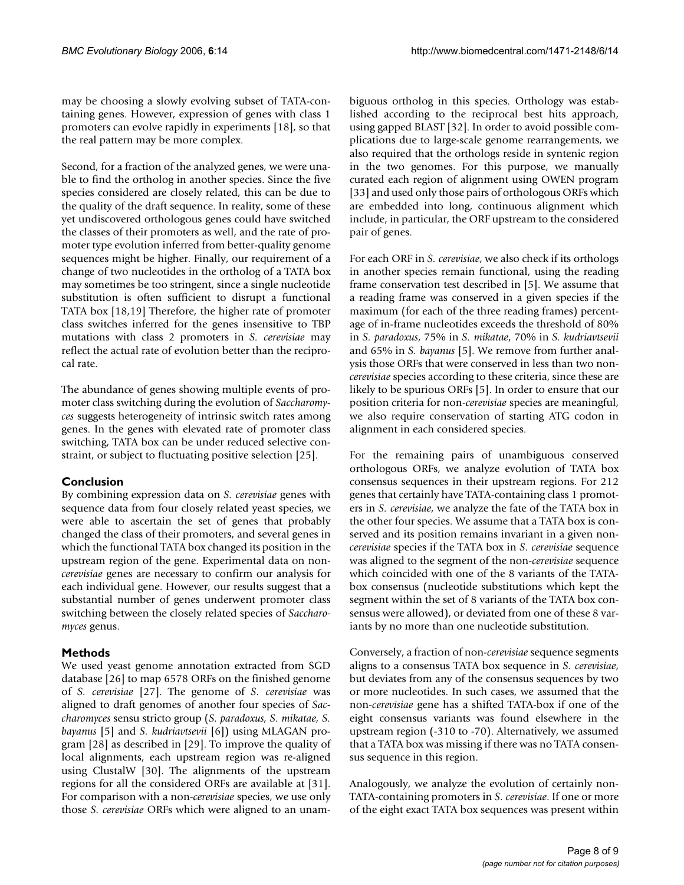may be choosing a slowly evolving subset of TATA-containing genes. However, expression of genes with class 1 promoters can evolve rapidly in experiments [18], so that the real pattern may be more complex.

Second, for a fraction of the analyzed genes, we were unable to find the ortholog in another species. Since the five species considered are closely related, this can be due to the quality of the draft sequence. In reality, some of these yet undiscovered orthologous genes could have switched the classes of their promoters as well, and the rate of promoter type evolution inferred from better-quality genome sequences might be higher. Finally, our requirement of a change of two nucleotides in the ortholog of a TATA box may sometimes be too stringent, since a single nucleotide substitution is often sufficient to disrupt a functional TATA box [18,19] Therefore, the higher rate of promoter class switches inferred for the genes insensitive to TBP mutations with class 2 promoters in *S. cerevisiae* may reflect the actual rate of evolution better than the reciprocal rate.

The abundance of genes showing multiple events of promoter class switching during the evolution of *Saccharomyces* suggests heterogeneity of intrinsic switch rates among genes. In the genes with elevated rate of promoter class switching, TATA box can be under reduced selective constraint, or subject to fluctuating positive selection [25].

## Conclusion

By combining expression data on *S. cerevisiae* genes with sequence data from four closely related yeast species, we were able to ascertain the set of genes that probably changed the class of their promoters, and several genes in which the functional TATA box changed its position in the upstream region of the gene. Experimental data on non-*cerevisiae* genes are necessary to confirm our analysis for each individual gene. However, our results suggest that a substantial number of genes underwent promoter class switching between the closely related species of *Saccharomyces* genus.

## Methods

We used yeast genome annotation extracted from SGD database [26] to map 6578 ORFs on the finished genome of *S. cerevisiae* [27]. The genome of *S. cerevisiae* was aligned to draft genomes of another four species of *Saccharomyces* sensu stricto group (*S. paradoxus*, *S. mikatae*, *S. bayanus* [5] and *S. kudriavtsevii* [6]) using MLAGAN program [28] as described in [29]. To improve the quality of local alignments, each upstream region was re-aligned using ClustalW [30]. The alignments of the upstream regions for all the considered ORFs are available at [31]. For comparison with a non-*cerevisiae* species, we use only those *S. cerevisiae* ORFs which were aligned to an unambiguous ortholog in this species. Orthology was established according to the reciprocal best hits approach, using gapped BLAST [32]. In order to avoid possible complications due to large-scale genome rearrangements, we also required that the orthologs reside in syntenic region in the two genomes. For this purpose, we manually curated each region of alignment using OWEN program [33] and used only those pairs of orthologous ORFs which are embedded into long, continuous alignment which include, in particular, the ORF upstream to the considered pair of genes.

For each ORF in *S. cerevisiae*, we also check if its orthologs in another species remain functional, using the reading frame conservation test described in [5]. We assume that a reading frame was conserved in a given species if the maximum (for each of the three reading frames) percentage of in-frame nucleotides exceeds the threshold of 80% in *S. paradoxus*, 75% in *S. mikatae*, 70% in *S. kudriavtsevii* and 65% in *S. bayanus* [5]. We remove from further analysis those ORFs that were conserved in less than two non-*cerevisiae* species according to these criteria, since these are likely to be spurious ORFs [5]. In order to ensure that our position criteria for non-*cerevisiae* species are meaningful, we also require conservation of starting ATG codon in alignment in each considered species.

For the remaining pairs of unambiguous conserved orthologous ORFs, we analyze evolution of TATA box consensus sequences in their upstream regions. For 212 genes that certainly have TATA-containing class 1 promoters in *S. cerevisiae*, we analyze the fate of the TATA box in the other four species. We assume that a TATA box is conserved and its position remains invariant in a given non-*cerevisiae* species if the TATA box in *S. cerevisiae* sequence was aligned to the segment of the non-*cerevisiae* sequence which coincided with one of the 8 variants of the TATA-box consensus (nucleotide substitutions which kept the segment within the set of 8 variants of the TATA box consensus were allowed), or deviated from one of these 8 variants by no more than one nucleotide substitution.

Conversely, a fraction of non-*cerevisiae* sequence segments aligns to a consensus TATA box sequence in *S. cerevisiae*, but deviates from any of the consensus sequences by two or more nucleotides. In such cases, we assumed that the non-*cerevisiae* gene has a shifted TATA-box if one of the eight consensus variants was found elsewhere in the upstream region (-310 to -70). Alternatively, we assumed that a TATA box was missing if there was no TATA consensus sequence in this region.

Analogously, we analyze the evolution of certainly non-TATA-containing promoters in *S. cerevisiae*. If one or more of the eight exact TATA box sequences was present within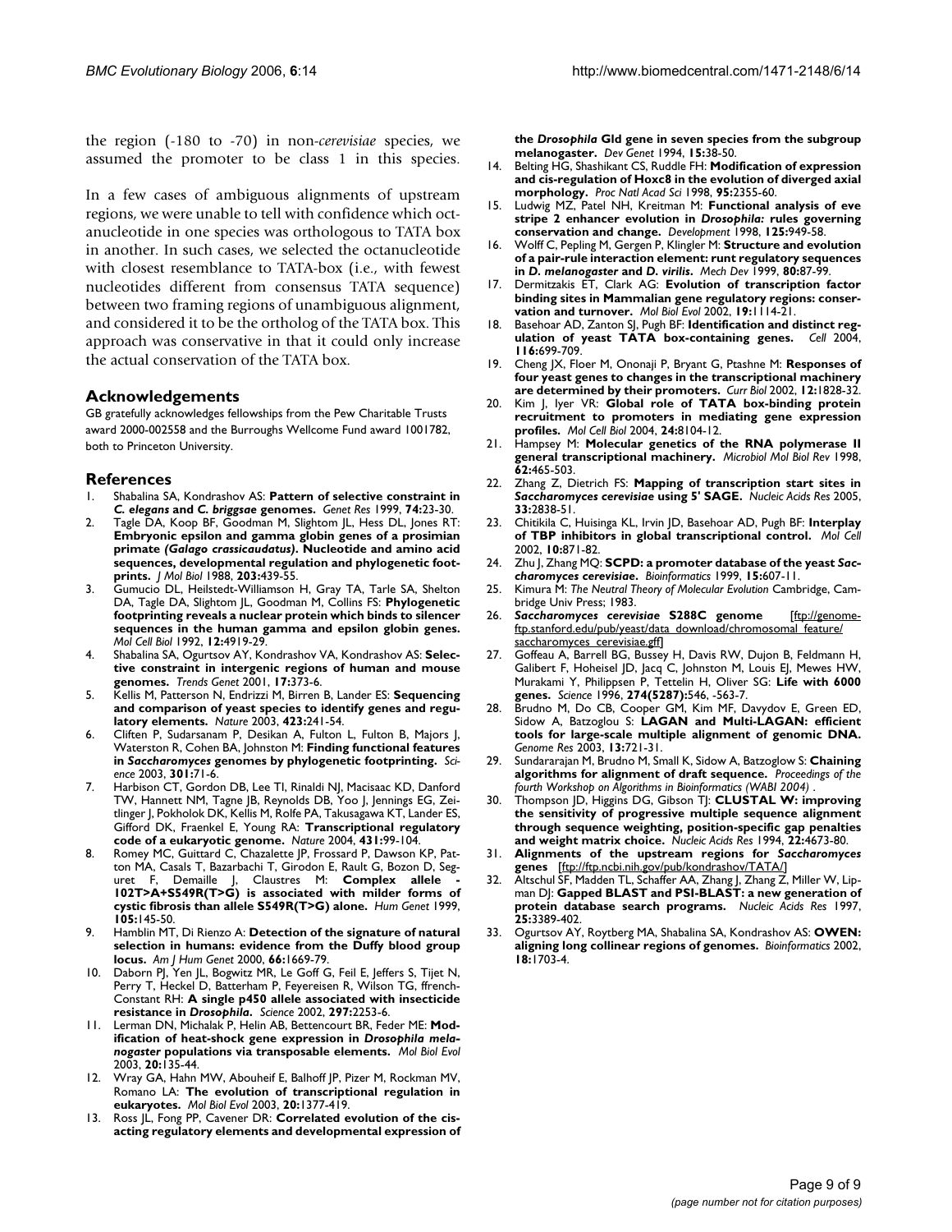the region (-180 to -70) in non-*cerevisiae* species, we assumed the promoter to be class 1 in this species.

In a few cases of ambiguous alignments of upstream regions, we were unable to tell with confidence which octanucleotide in one species was orthologous to TATA box in another. In such cases, we selected the octanucleotide with closest resemblance to TATA-box (i.e., with fewest nucleotides different from consensus TATA sequence) between two framing regions of unambiguous alignment, and considered it to be the ortholog of the TATA box. This approach was conservative in that it could only increase the actual conservation of the TATA box.

## Acknowledgements

GB gratefully acknowledges fellowships from the Pew Charitable Trusts award 2000-002558 and the Burroughs Wellcome Fund award 1001782, both to Princeton University.

## References

1. Shabalina SA, Kondrashov AS: **Pattern of selective constraint in *C. elegans* and *C. briggsae* genomes.** *Genet Res* 1999, **74:**23-30.
2. Tagle DA, Koop BF, Goodman M, Slightom JL, Hess DL, Jones RT: **Embryonic epsilon and gamma globin genes of a prosimian primate *(Galago crassicaudatus)*. Nucleotide and amino acid sequences, developmental regulation and phylogenetic footprints.** *J Mol Biol* 1988, **203:**439-55.
3. Gumucio DL, Heilstedt-Williamson H, Gray TA, Tarle SA, Shelton DA, Tagle DA, Slightom JL, Goodman M, Collins FS: **Phylogenetic footprinting reveals a nuclear protein which binds to silencer sequences in the human gamma and epsilon globin genes.** *Mol Cell Biol* 1992, **12:**4919-29.
4. Shabalina SA, Ogurtsov AY, Kondrashov VA, Kondrashov AS: **Selective constraint in intergenic regions of human and mouse genomes.** *Trends Genet* 2001, **17:**373-6.
5. Kellis M, Patterson N, Endrizzi M, Birren B, Lander ES: **Sequencing and comparison of yeast species to identify genes and regulatory elements.** *Nature* 2003, **423:**241-54.
6. Cliften P, Sudarsanam P, Desikan A, Fulton L, Fulton B, Majors J, Waterston R, Cohen BA, Johnston M: **Finding functional features in *Saccharomyces* genomes by phylogenetic footprinting.** *Science* 2003, **301:**71-6.
7. Harbison CT, Gordon DB, Lee TI, Rinaldi NJ, Macisaac KD, Danford TW, Hannett NM, Tagne JB, Reynolds DB, Yoo J, Jennings EG, Zeitlinger J, Pokholok DK, Kellis M, Rolfe PA, Takusagawa KT, Lander ES, Gifford DK, Fraenkel E, Young RA: **Transcriptional regulatory code of a eukaryotic genome.** *Nature* 2004, **431:**99-104.
8. Romey MC, Guittard C, Chazalette JP, Frossard P, Dawson KP, Patton MA, Casals T, Bazarbachi T, Girodon E, Rault G, Bozon D, Seguret F, Demaille J, Claustres M: **Complex allele -102T>A+S549R(T>G) is associated with milder forms of cystic fibrosis than allele S549R(T>G) alone.** *Hum Genet* 1999, **105:**145-50.
9. Hamblin MT, Di Rienzo A: **Detection of the signature of natural selection in humans: evidence from the Duffy blood group locus.** *Am J Hum Genet* 2000, **66:**1669-79.
10. Daborn PJ, Yen JL, Bogwitz MR, Le Goff G, Feil E, Jeffers S, Tijet N, Perry T, Heckel D, Batterham P, Feyereisen R, Wilson TG, ffrench-Constant RH: **A single p450 allele associated with insecticide resistance in *Drosophila*.** *Science* 2002, **297:**2253-6.
11. Lerman DN, Michalak P, Helin AB, Bettencourt BR, Feder ME: **Modification of heat-shock gene expression in *Drosophila melanogaster* populations via transposable elements.** *Mol Biol Evol* 2003, **20:**135-44.
12. Wray GA, Hahn MW, Abouheif E, Balhoff JP, Pizer M, Rockman MV, Romano LA: **The evolution of transcriptional regulation in eukaryotes.** *Mol Biol Evol* 2003, **20:**1377-419.
13. Ross JL, Fong PP, Cavener DR: **Correlated evolution of the cis-acting regulatory elements and developmental expression of the *Drosophila* Gld gene in seven species from the subgroup melanogaster.** *Dev Genet* 1994, **15:**38-50.
14. Belting HG, Shashikant CS, Ruddle FH: **Modification of expression and cis-regulation of Hoxc8 in the evolution of diverged axial morphology.** *Proc Natl Acad Sci* 1998, **95:**2355-60.
15. Ludwig MZ, Patel NH, Kreitman M: **Functional analysis of eve stripe 2 enhancer evolution in *Drosophila:* rules governing conservation and change.** *Development* 1998, **125:**949-58.
16. Wolff C, Pepling M, Gergen P, Klingler M: **Structure and evolution of a pair-rule interaction element: runt regulatory sequences in *D. melanogaster* and *D. virilis*.** *Mech Dev* 1999, **80:**87-99.
17. Dermitzakis ET, Clark AG: **Evolution of transcription factor binding sites in Mammalian gene regulatory regions: conservation and turnover.** *Mol Biol Evol* 2002, **19:**1114-21.
18. Basehoar AD, Zanton SJ, Pugh BF: **Identification and distinct regulation of yeast TATA box-containing genes.** *Cell* 2004, **116:**699-709.
19. Cheng JX, Floer M, Ononaji P, Bryant G, Ptashne M: **Responses of four yeast genes to changes in the transcriptional machinery are determined by their promoters.** *Curr Biol* 2002, **12:**1828-32.
20. Kim J, Iyer VR: **Global role of TATA box-binding protein recruitment to promoters in mediating gene expression profiles.** *Mol Cell Biol* 2004, **24:**8104-12.
21. Hampsey M: **Molecular genetics of the RNA polymerase II general transcriptional machinery.** *Microbiol Mol Biol Rev* 1998, **62:**465-503.
22. Zhang Z, Dietrich FS: **Mapping of transcription start sites in *Saccharomyces cerevisiae* using 5' SAGE.** *Nucleic Acids Res* 2005, **33:**2838-51.
23. Chitikila C, Huisinga KL, Irvin JD, Basehoar AD, Pugh BF: **Interplay of TBP inhibitors in global transcriptional control.** *Mol Cell* 2002, **10:**871-82.
24. Zhu J, Zhang MQ: **SCPD: a promoter database of the yeast *Saccharomyces cerevisiae*.** *Bioinformatics* 1999, **15:**607-11.
25. Kimura M: *The Neutral Theory of Molecular Evolution* Cambridge, Cambridge Univ Press; 1983.
26. ***Saccharomyces cerevisiae* S288C genome** [ftp://genome-ftp.stanford.edu/pub/yeast/data_download/chromosomal_feature/saccharomyces_cerevisiae.gff]
27. Goffeau A, Barrell BG, Bussey H, Davis RW, Dujon B, Feldmann H, Galibert F, Hoheisel JD, Jacq C, Johnston M, Louis EJ, Mewes HW, Murakami Y, Philippsen P, Tettelin H, Oliver SG: **Life with 6000 genes.** *Science* 1996, **274(5287):**546, -563-7.
28. Brudno M, Do CB, Cooper GM, Kim MF, Davydov E, Green ED, Sidow A, Batzoglou S: **LAGAN and Multi-LAGAN: efficient tools for large-scale multiple alignment of genomic DNA.** *Genome Res* 2003, **13:**721-31.
29. Sundararajan M, Brudno M, Small K, Sidow A, Batzoglow S: **Chaining algorithms for alignment of draft sequence.** *Proceedings of the fourth Workshop on Algorithms in Bioinformatics (WABI 2004)* .
30. Thompson JD, Higgins DG, Gibson TJ: **CLUSTAL W: improving the sensitivity of progressive multiple sequence alignment through sequence weighting, position-specific gap penalties and weight matrix choice.** *Nucleic Acids Res* 1994, **22:**4673-80.
31. **Alignments of the upstream regions for *Saccharomyces* genes** [ftp://ftp.ncbi.nih.gov/pub/kondrashov/TATA/]
32. Altschul SF, Madden TL, Schaffer AA, Zhang J, Zhang Z, Miller W, Lipman DJ: **Gapped BLAST and PSI-BLAST: a new generation of protein database search programs.** *Nucleic Acids Res* 1997, **25:**3389-402.
33. Ogurtsov AY, Roytberg MA, Shabalina SA, Kondrashov AS: **OWEN: aligning long collinear regions of genomes.** *Bioinformatics* 2002, **18:**1703-4.